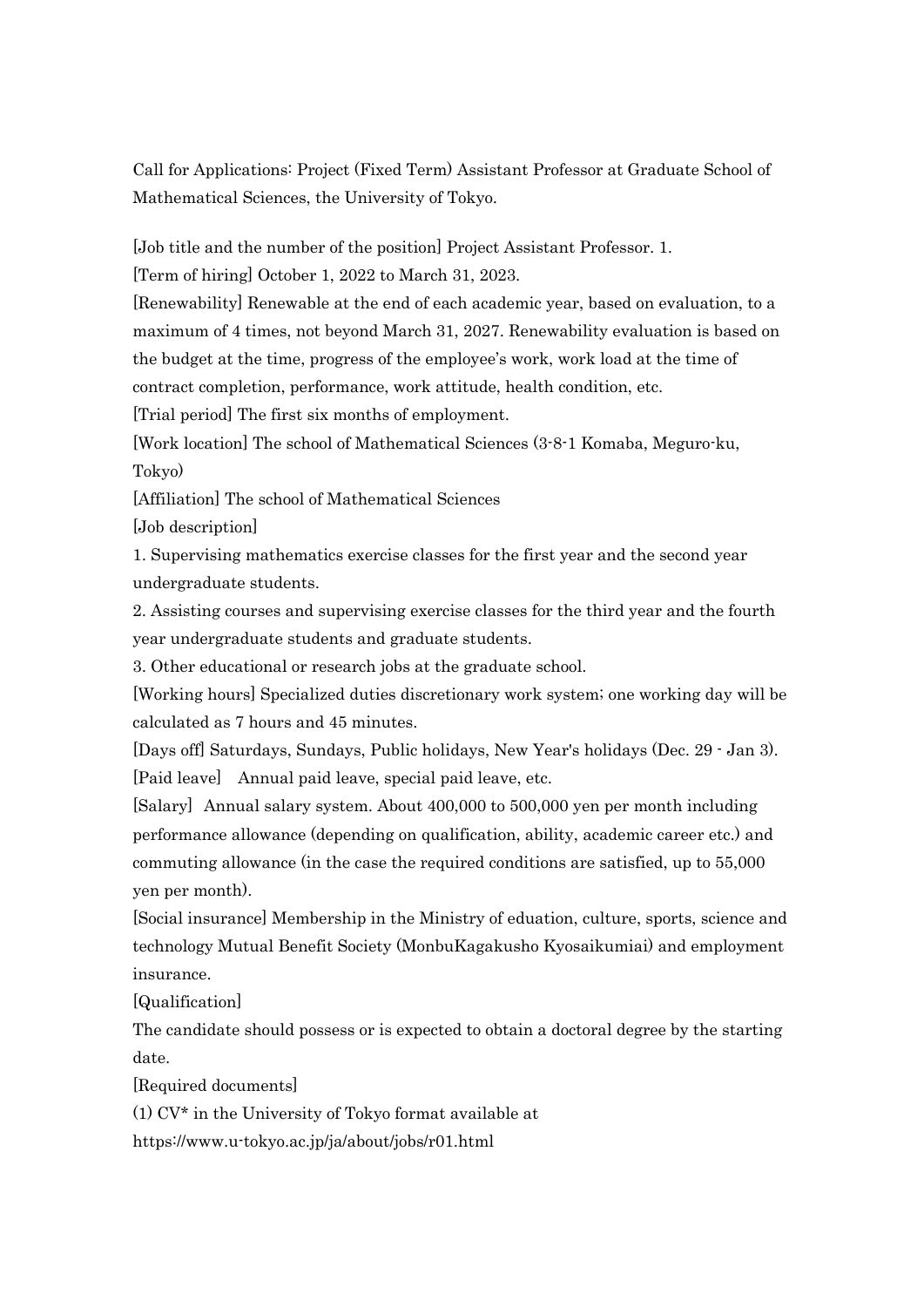Call for Applications: Project (Fixed Term) Assistant Professor at Graduate School of Mathematical Sciences, the University of Tokyo.

[Job title and the number of the position] Project Assistant Professor. 1.

[Term of hiring] October 1, 2022 to March 31, 2023.

[Renewability] Renewable at the end of each academic year, based on evaluation, to a maximum of 4 times, not beyond March 31, 2027. Renewability evaluation is based on the budget at the time, progress of the employee's work, work load at the time of contract completion, performance, work attitude, health condition, etc.

[Trial period] The first six months of employment.

[Work location] The school of Mathematical Sciences (3-8-1 Komaba, Meguro-ku, Tokyo)

[Affiliation] The school of Mathematical Sciences

[Job description]

1. Supervising mathematics exercise classes for the first year and the second year undergraduate students.
2. Assisting courses and supervising exercise classes for the third year and the fourth year undergraduate students and graduate students.
3. Other educational or research jobs at the graduate school.

[Working hours] Specialized duties discretionary work system; one working day will be calculated as 7 hours and 45 minutes.

[Days off] Saturdays, Sundays, Public holidays, New Year's holidays (Dec. 29 - Jan 3).

[Paid leave]　Annual paid leave, special paid leave, etc.

[Salary]　Annual salary system. About 400,000 to 500,000 yen per month including performance allowance (depending on qualification, ability, academic career etc.) and commuting allowance (in the case the required conditions are satisfied, up to 55,000 yen per month).

[Social insurance] Membership in the Ministry of eduation, culture, sports, science and technology Mutual Benefit Society (MonbuKagakusho Kyosaikumiai) and employment insurance.

[Qualification]

The candidate should possess or is expected to obtain a doctoral degree by the starting date.

[Required documents]

(1) CV* in the University of Tokyo format available at https://www.u-tokyo.ac.jp/ja/about/jobs/r01.html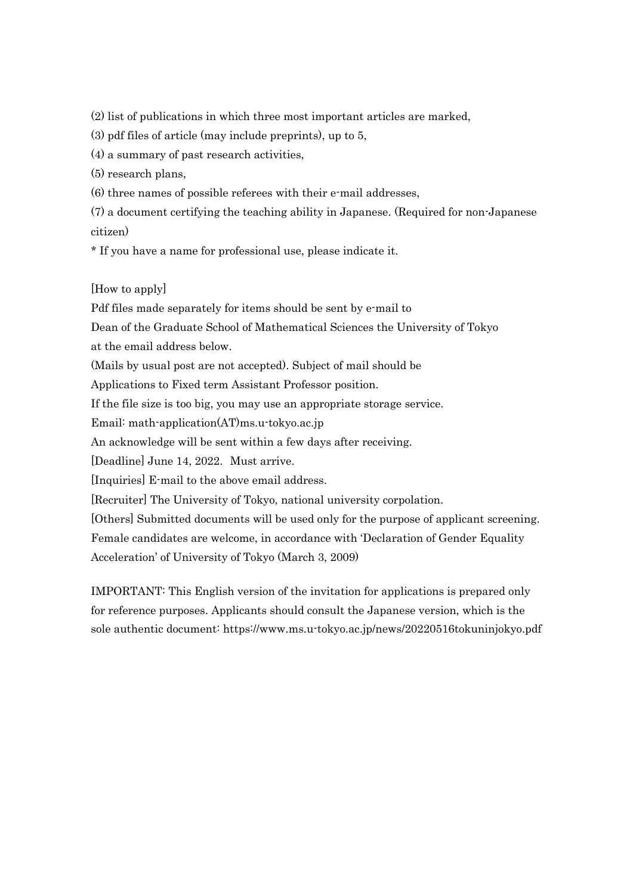(2) list of publications in which three most important articles are marked,

(3) pdf files of article (may include preprints), up to 5,

(4) a summary of past research activities,

(5) research plans,

(6) three names of possible referees with their e-mail addresses,

(7) a document certifying the teaching ability in Japanese. (Required for non-Japanese citizen)

* If you have a name for professional use, please indicate it.

[How to apply]

Pdf files made separately for items should be sent by e-mail to

Dean of the Graduate School of Mathematical Sciences the University of Tokyo

at the email address below.

(Mails by usual post are not accepted). Subject of mail should be

Applications to Fixed term Assistant Professor position.

If the file size is too big, you may use an appropriate storage service.

Email: math-application(AT)ms.u-tokyo.ac.jp

An acknowledge will be sent within a few days after receiving.

[Deadline] June 14, 2022. Must arrive.

[Inquiries] E-mail to the above email address.

[Recruiter] The University of Tokyo, national university corpolation.

[Others] Submitted documents will be used only for the purpose of applicant screening. Female candidates are welcome, in accordance with 'Declaration of Gender Equality Acceleration' of University of Tokyo (March 3, 2009)

IMPORTANT: This English version of the invitation for applications is prepared only for reference purposes. Applicants should consult the Japanese version, which is the sole authentic document: https://www.ms.u-tokyo.ac.jp/news/20220516tokuninjokyo.pdf